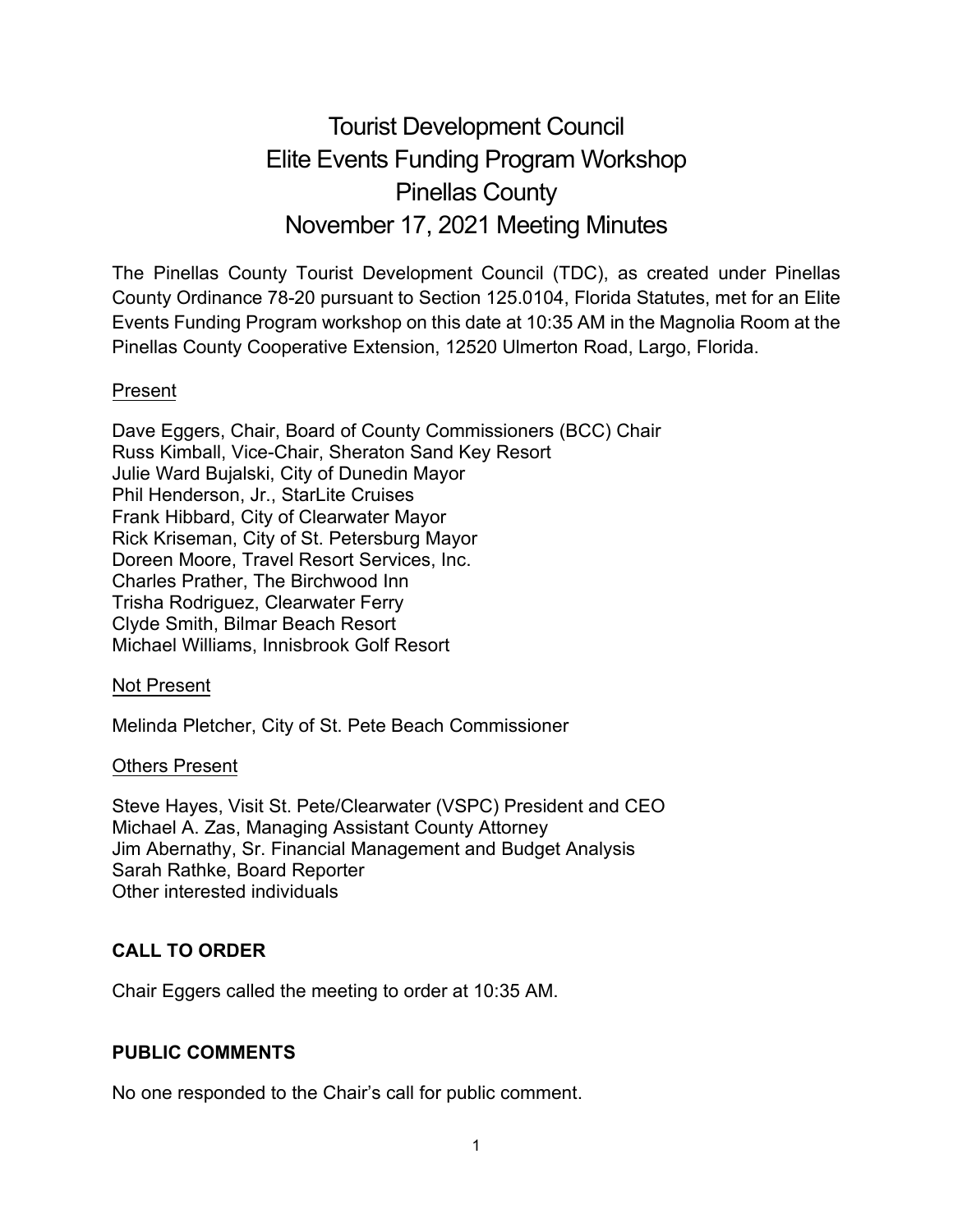# Tourist Development Council
# Elite Events Funding Program Workshop
# Pinellas County
# November 17, 2021 Meeting Minutes

The Pinellas County Tourist Development Council (TDC), as created under Pinellas County Ordinance 78-20 pursuant to Section 125.0104, Florida Statutes, met for an Elite Events Funding Program workshop on this date at 10:35 AM in the Magnolia Room at the Pinellas County Cooperative Extension, 12520 Ulmerton Road, Largo, Florida.

<u>Present</u>

Dave Eggers, Chair, Board of County Commissioners (BCC) Chair
Russ Kimball, Vice-Chair, Sheraton Sand Key Resort
Julie Ward Bujalski, City of Dunedin Mayor
Phil Henderson, Jr., StarLite Cruises
Frank Hibbard, City of Clearwater Mayor
Rick Kriseman, City of St. Petersburg Mayor
Doreen Moore, Travel Resort Services, Inc.
Charles Prather, The Birchwood Inn
Trisha Rodriguez, Clearwater Ferry
Clyde Smith, Bilmar Beach Resort
Michael Williams, Innisbrook Golf Resort

<u>Not Present</u>

Melinda Pletcher, City of St. Pete Beach Commissioner

<u>Others Present</u>

Steve Hayes, Visit St. Pete/Clearwater (VSPC) President and CEO
Michael A. Zas, Managing Assistant County Attorney
Jim Abernathy, Sr. Financial Management and Budget Analysis
Sarah Rathke, Board Reporter
Other interested individuals

**CALL TO ORDER**

Chair Eggers called the meeting to order at 10:35 AM.

**PUBLIC COMMENTS**

No one responded to the Chair's call for public comment.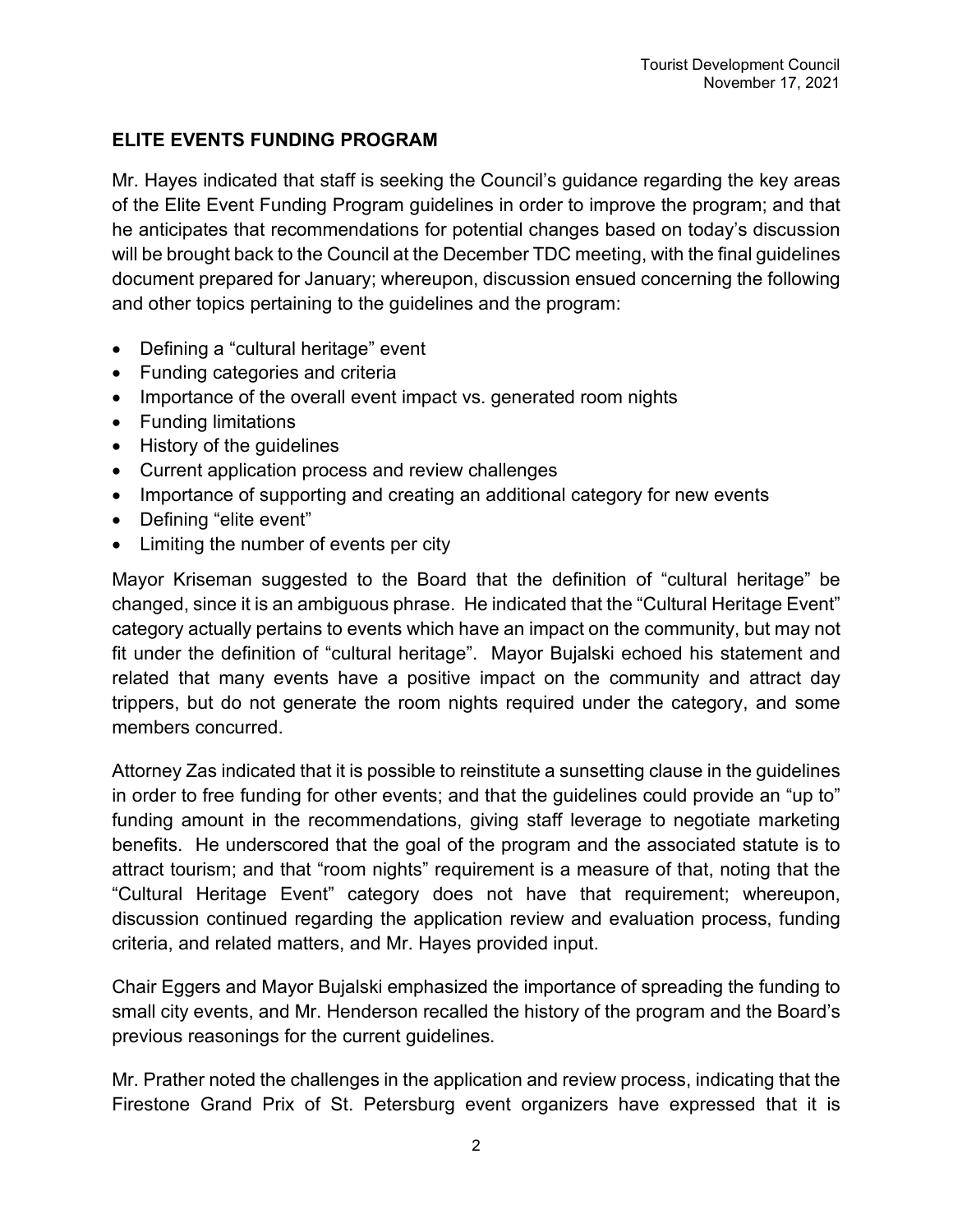## ELITE EVENTS FUNDING PROGRAM

Mr. Hayes indicated that staff is seeking the Council's guidance regarding the key areas of the Elite Event Funding Program guidelines in order to improve the program; and that he anticipates that recommendations for potential changes based on today's discussion will be brought back to the Council at the December TDC meeting, with the final guidelines document prepared for January; whereupon, discussion ensued concerning the following and other topics pertaining to the guidelines and the program:

- Defining a "cultural heritage" event
- Funding categories and criteria
- Importance of the overall event impact vs. generated room nights
- Funding limitations
- History of the guidelines
- Current application process and review challenges
- Importance of supporting and creating an additional category for new events
- Defining "elite event"
- Limiting the number of events per city

Mayor Kriseman suggested to the Board that the definition of "cultural heritage" be changed, since it is an ambiguous phrase. He indicated that the "Cultural Heritage Event" category actually pertains to events which have an impact on the community, but may not fit under the definition of "cultural heritage". Mayor Bujalski echoed his statement and related that many events have a positive impact on the community and attract day trippers, but do not generate the room nights required under the category, and some members concurred.

Attorney Zas indicated that it is possible to reinstitute a sunsetting clause in the guidelines in order to free funding for other events; and that the guidelines could provide an "up to" funding amount in the recommendations, giving staff leverage to negotiate marketing benefits. He underscored that the goal of the program and the associated statute is to attract tourism; and that "room nights" requirement is a measure of that, noting that the "Cultural Heritage Event" category does not have that requirement; whereupon, discussion continued regarding the application review and evaluation process, funding criteria, and related matters, and Mr. Hayes provided input.

Chair Eggers and Mayor Bujalski emphasized the importance of spreading the funding to small city events, and Mr. Henderson recalled the history of the program and the Board's previous reasonings for the current guidelines.

Mr. Prather noted the challenges in the application and review process, indicating that the Firestone Grand Prix of St. Petersburg event organizers have expressed that it is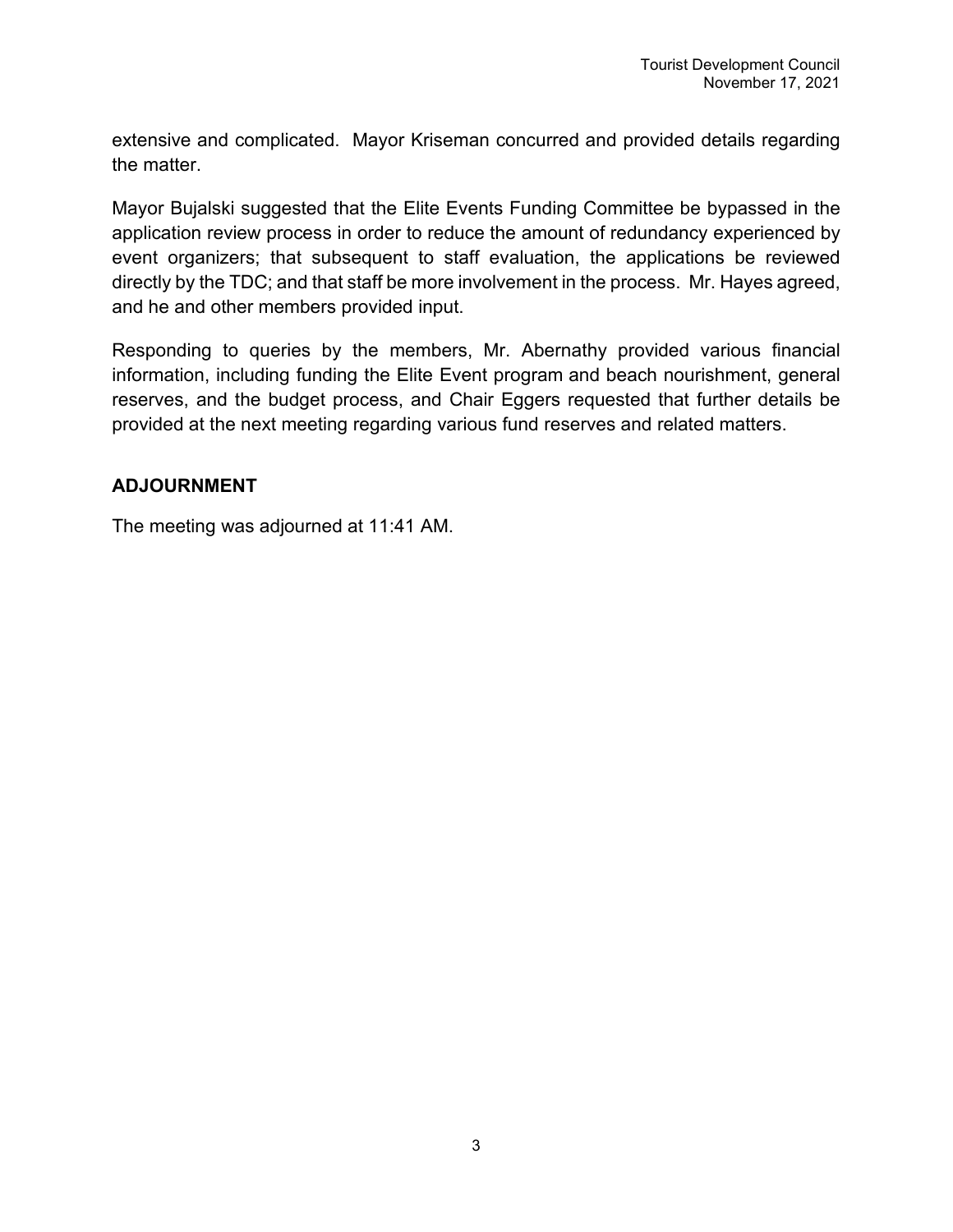extensive and complicated. Mayor Kriseman concurred and provided details regarding the matter.

Mayor Bujalski suggested that the Elite Events Funding Committee be bypassed in the application review process in order to reduce the amount of redundancy experienced by event organizers; that subsequent to staff evaluation, the applications be reviewed directly by the TDC; and that staff be more involvement in the process. Mr. Hayes agreed, and he and other members provided input.

Responding to queries by the members, Mr. Abernathy provided various financial information, including funding the Elite Event program and beach nourishment, general reserves, and the budget process, and Chair Eggers requested that further details be provided at the next meeting regarding various fund reserves and related matters.

## ADJOURNMENT

The meeting was adjourned at 11:41 AM.